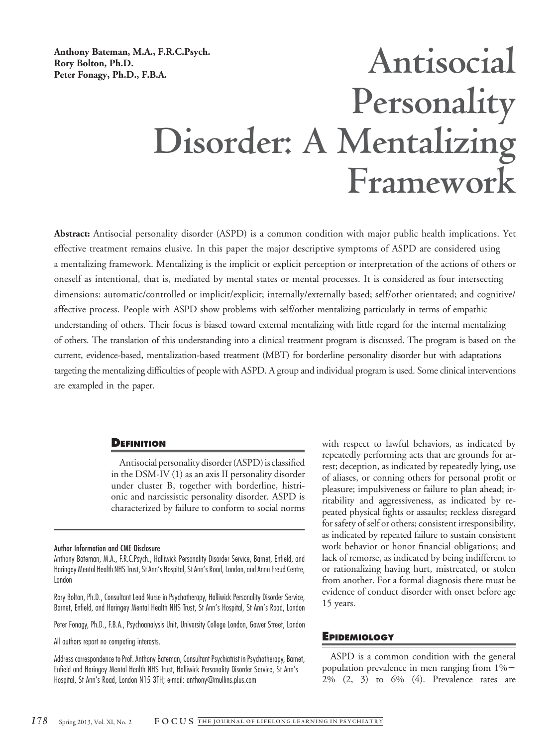**Anthony Bateman, M.A., F.R.C.Psych.**
**Rory Bolton, Ph.D.**
**Peter Fonagy, Ph.D., F.B.A.**

# Antisocial Personality Disorder: A Mentalizing Framework

**Abstract:** Antisocial personality disorder (ASPD) is a common condition with major public health implications. Yet effective treatment remains elusive. In this paper the major descriptive symptoms of ASPD are considered using a mentalizing framework. Mentalizing is the implicit or explicit perception or interpretation of the actions of others or oneself as intentional, that is, mediated by mental states or mental processes. It is considered as four intersecting dimensions: automatic/controlled or implicit/explicit; internally/externally based; self/other orientated; and cognitive/affective process. People with ASPD show problems with self/other mentalizing particularly in terms of empathic understanding of others. Their focus is biased toward external mentalizing with little regard for the internal mentalizing of others. The translation of this understanding into a clinical treatment program is discussed. The program is based on the current, evidence-based, mentalization-based treatment (MBT) for borderline personality disorder but with adaptations targeting the mentalizing difficulties of people with ASPD. A group and individual program is used. Some clinical interventions are exampled in the paper.

## Definition

Antisocial personality disorder (ASPD) is classified in the DSM-IV (1) as an axis II personality disorder under cluster B, together with borderline, histrionic and narcissistic personality disorder. ASPD is characterized by failure to conform to social norms with respect to lawful behaviors, as indicated by repeatedly performing acts that are grounds for arrest; deception, as indicated by repeatedly lying, use of aliases, or conning others for personal profit or pleasure; impulsiveness or failure to plan ahead; irritability and aggressiveness, as indicated by repeated physical fights or assaults; reckless disregard for safety of self or others; consistent irresponsibility, as indicated by repeated failure to sustain consistent work behavior or honor financial obligations; and lack of remorse, as indicated by being indifferent to or rationalizing having hurt, mistreated, or stolen from another. For a formal diagnosis there must be evidence of conduct disorder with onset before age 15 years.

## Epidemiology

ASPD is a common condition with the general population prevalence in men ranging from 1%−2% (2, 3) to 6% (4). Prevalence rates are

Author Information and CME Disclosure

Anthony Bateman, M.A., F.R.C.Psych., Halliwick Personality Disorder Service, Barnet, Enfield, and Haringey Mental Health NHS Trust, St Ann's Hospital, St Ann's Road, London, and Anna Freud Centre, London

Rory Bolton, Ph.D., Consultant Lead Nurse in Psychotherapy, Halliwick Personality Disorder Service, Barnet, Enfield, and Haringey Mental Health NHS Trust, St Ann's Hospital, St Ann's Road, London

Peter Fonagy, Ph.D., F.B.A., Psychoanalysis Unit, University College London, Gower Street, London

All authors report no competing interests.

Address correspondence to Prof. Anthony Bateman, Consultant Psychiatrist in Psychotherapy, Barnet, Enfield and Haringey Mental Health NHS Trust, Halliwick Personality Disorder Service, St Ann's Hospital, St Ann's Road, London N15 3TH; e-mail: anthony@mullins.plus.com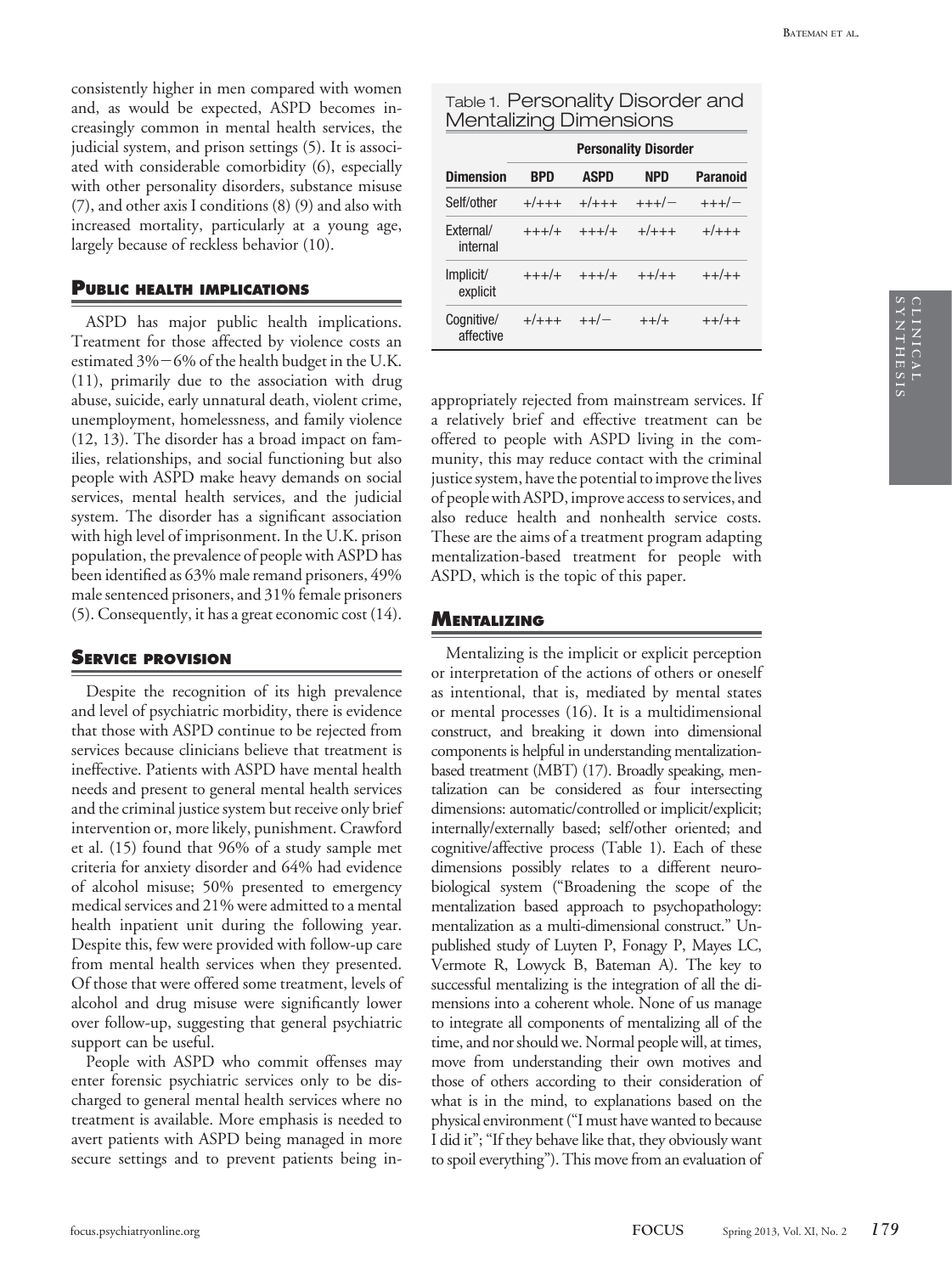consistently higher in men compared with women and, as would be expected, ASPD becomes increasingly common in mental health services, the judicial system, and prison settings (5). It is associated with considerable comorbidity (6), especially with other personality disorders, substance misuse (7), and other axis I conditions (8) (9) and also with increased mortality, particularly at a young age, largely because of reckless behavior (10).

## Public health implications

ASPD has major public health implications. Treatment for those affected by violence costs an estimated 3%−6% of the health budget in the U.K. (11), primarily due to the association with drug abuse, suicide, early unnatural death, violent crime, unemployment, homelessness, and family violence (12, 13). The disorder has a broad impact on families, relationships, and social functioning but also people with ASPD make heavy demands on social services, mental health services, and the judicial system. The disorder has a significant association with high level of imprisonment. In the U.K. prison population, the prevalence of people with ASPD has been identified as 63% male remand prisoners, 49% male sentenced prisoners, and 31% female prisoners (5). Consequently, it has a great economic cost (14).

## Service provision

Despite the recognition of its high prevalence and level of psychiatric morbidity, there is evidence that those with ASPD continue to be rejected from services because clinicians believe that treatment is ineffective. Patients with ASPD have mental health needs and present to general mental health services and the criminal justice system but receive only brief intervention or, more likely, punishment. Crawford et al. (15) found that 96% of a study sample met criteria for anxiety disorder and 64% had evidence of alcohol misuse; 50% presented to emergency medical services and 21% were admitted to a mental health inpatient unit during the following year. Despite this, few were provided with follow-up care from mental health services when they presented. Of those that were offered some treatment, levels of alcohol and drug misuse were significantly lower over follow-up, suggesting that general psychiatric support can be useful.

People with ASPD who commit offenses may enter forensic psychiatric services only to be discharged to general mental health services where no treatment is available. More emphasis is needed to avert patients with ASPD being managed in more secure settings and to prevent patients being inappropriately rejected from mainstream services. If a relatively brief and effective treatment can be offered to people with ASPD living in the community, this may reduce contact with the criminal justice system, have the potential to improve the lives of people with ASPD, improve access to services, and also reduce health and nonhealth service costs. These are the aims of a treatment program adapting mentalization-based treatment for people with ASPD, which is the topic of this paper.

Table 1. Personality Disorder and Mentalizing Dimensions

| | Personality Disorder | | | |
|---|---|---|---|---|
| **Dimension** | **BPD** | **ASPD** | **NPD** | **Paranoid** |
| Self/other | +/+++ | +/+++ | +++/− | +++/− |
| External/internal | +++/+ | +++/+ | +/+++ | +/+++ |
| Implicit/explicit | +++/+ | +++/+ | ++/++ | ++/++ |
| Cognitive/affective | +/+++ | ++/− | ++/+ | ++/++ |

## Mentalizing

Mentalizing is the implicit or explicit perception or interpretation of the actions of others or oneself as intentional, that is, mediated by mental states or mental processes (16). It is a multidimensional construct, and breaking it down into dimensional components is helpful in understanding mentalization-based treatment (MBT) (17). Broadly speaking, mentalization can be considered as four intersecting dimensions: automatic/controlled or implicit/explicit; internally/externally based; self/other oriented; and cognitive/affective process (Table 1). Each of these dimensions possibly relates to a different neurobiological system ("Broadening the scope of the mentalization based approach to psychopathology: mentalization as a multi-dimensional construct." Unpublished study of Luyten P, Fonagy P, Mayes LC, Vermote R, Lowyck B, Bateman A). The key to successful mentalizing is the integration of all the dimensions into a coherent whole. None of us manage to integrate all components of mentalizing all of the time, and nor should we. Normal people will, at times, move from understanding their own motives and those of others according to their consideration of what is in the mind, to explanations based on the physical environment ("I must have wanted to because I did it"; "If they behave like that, they obviously want to spoil everything"). This move from an evaluation of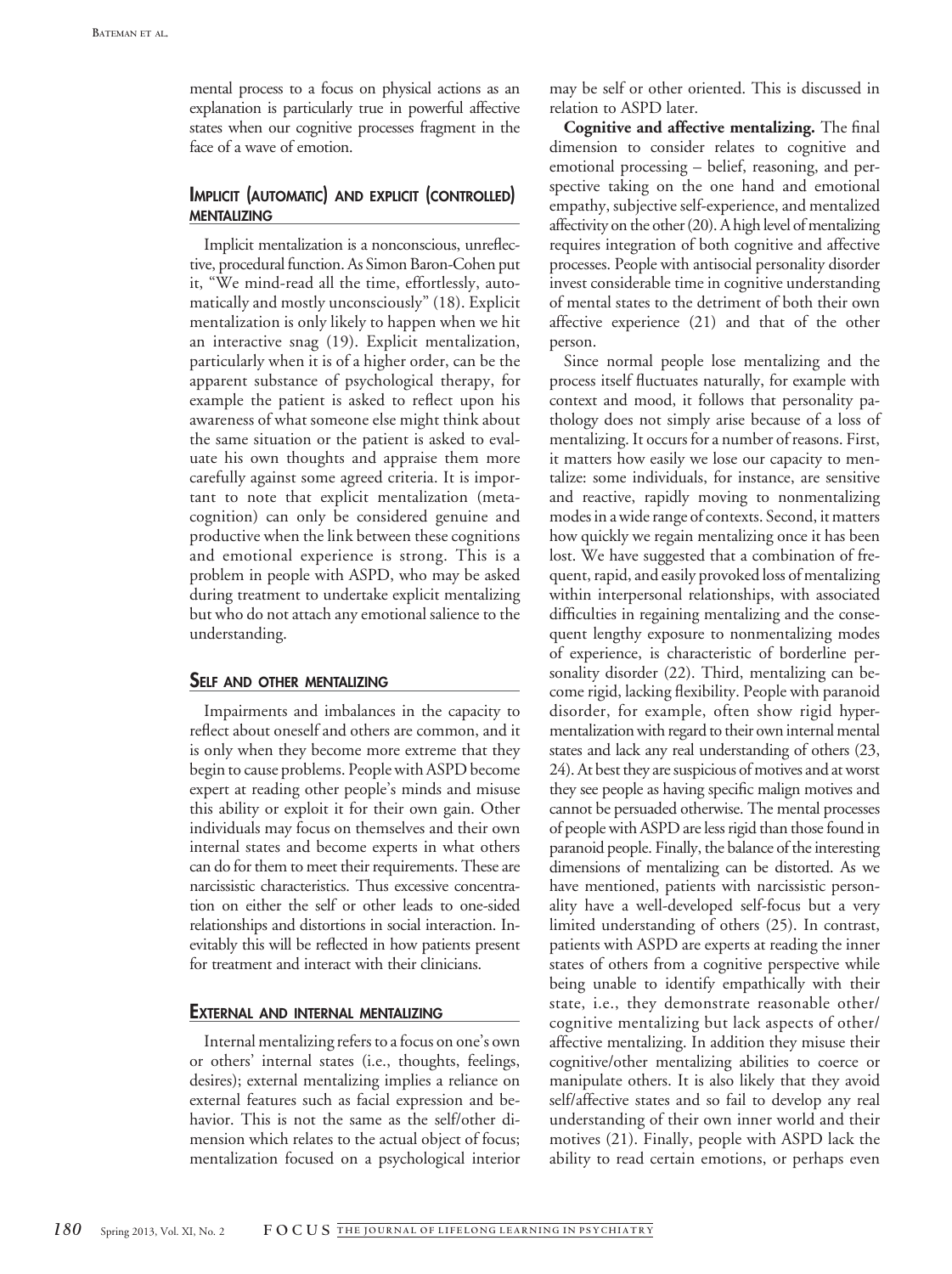mental process to a focus on physical actions as an explanation is particularly true in powerful affective states when our cognitive processes fragment in the face of a wave of emotion.

## Implicit (automatic) and explicit (controlled) mentalizing

Implicit mentalization is a nonconscious, unreflective, procedural function. As Simon Baron-Cohen put it, "We mind-read all the time, effortlessly, automatically and mostly unconsciously" (18). Explicit mentalization is only likely to happen when we hit an interactive snag (19). Explicit mentalization, particularly when it is of a higher order, can be the apparent substance of psychological therapy, for example the patient is asked to reflect upon his awareness of what someone else might think about the same situation or the patient is asked to evaluate his own thoughts and appraise them more carefully against some agreed criteria. It is important to note that explicit mentalization (metacognition) can only be considered genuine and productive when the link between these cognitions and emotional experience is strong. This is a problem in people with ASPD, who may be asked during treatment to undertake explicit mentalizing but who do not attach any emotional salience to the understanding.

## Self and other mentalizing

Impairments and imbalances in the capacity to reflect about oneself and others are common, and it is only when they become more extreme that they begin to cause problems. People with ASPD become expert at reading other people's minds and misuse this ability or exploit it for their own gain. Other individuals may focus on themselves and their own internal states and become experts in what others can do for them to meet their requirements. These are narcissistic characteristics. Thus excessive concentration on either the self or other leads to one-sided relationships and distortions in social interaction. Inevitably this will be reflected in how patients present for treatment and interact with their clinicians.

## External and internal mentalizing

Internal mentalizing refers to a focus on one's own or others' internal states (i.e., thoughts, feelings, desires); external mentalizing implies a reliance on external features such as facial expression and behavior. This is not the same as the self/other dimension which relates to the actual object of focus; mentalization focused on a psychological interior may be self or other oriented. This is discussed in relation to ASPD later.

**Cognitive and affective mentalizing.** The final dimension to consider relates to cognitive and emotional processing – belief, reasoning, and perspective taking on the one hand and emotional empathy, subjective self-experience, and mentalized affectivity on the other (20). A high level of mentalizing requires integration of both cognitive and affective processes. People with antisocial personality disorder invest considerable time in cognitive understanding of mental states to the detriment of both their own affective experience (21) and that of the other person.

Since normal people lose mentalizing and the process itself fluctuates naturally, for example with context and mood, it follows that personality pathology does not simply arise because of a loss of mentalizing. It occurs for a number of reasons. First, it matters how easily we lose our capacity to mentalize: some individuals, for instance, are sensitive and reactive, rapidly moving to nonmentalizing modes in a wide range of contexts. Second, it matters how quickly we regain mentalizing once it has been lost. We have suggested that a combination of frequent, rapid, and easily provoked loss of mentalizing within interpersonal relationships, with associated difficulties in regaining mentalizing and the consequent lengthy exposure to nonmentalizing modes of experience, is characteristic of borderline personality disorder (22). Third, mentalizing can become rigid, lacking flexibility. People with paranoid disorder, for example, often show rigid hypermentalization with regard to their own internal mental states and lack any real understanding of others (23, 24). At best they are suspicious of motives and at worst they see people as having specific malign motives and cannot be persuaded otherwise. The mental processes of people with ASPD are less rigid than those found in paranoid people. Finally, the balance of the interesting dimensions of mentalizing can be distorted. As we have mentioned, patients with narcissistic personality have a well-developed self-focus but a very limited understanding of others (25). In contrast, patients with ASPD are experts at reading the inner states of others from a cognitive perspective while being unable to identify empathically with their state, i.e., they demonstrate reasonable other/cognitive mentalizing but lack aspects of other/affective mentalizing. In addition they misuse their cognitive/other mentalizing abilities to coerce or manipulate others. It is also likely that they avoid self/affective states and so fail to develop any real understanding of their own inner world and their motives (21). Finally, people with ASPD lack the ability to read certain emotions, or perhaps even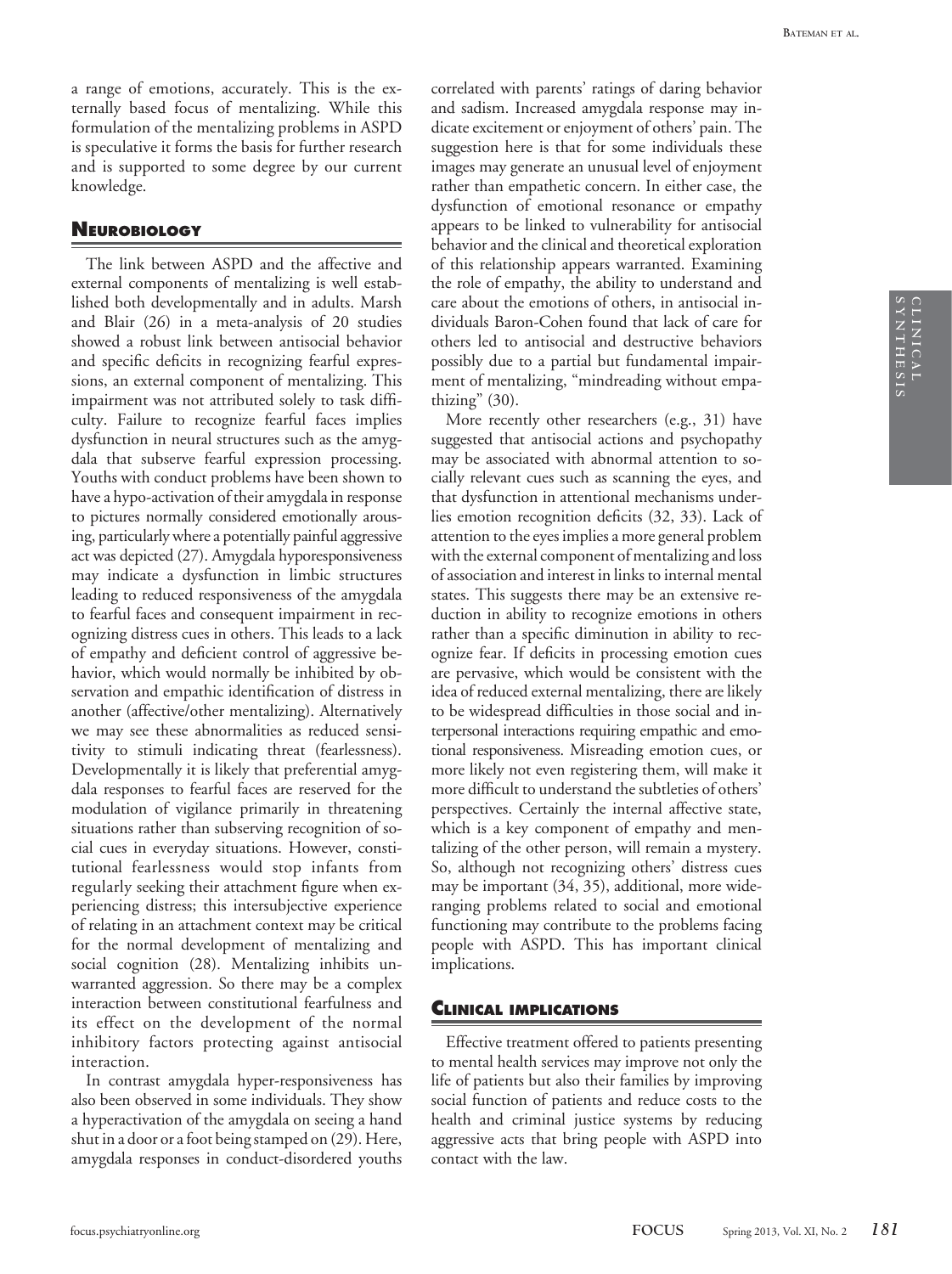a range of emotions, accurately. This is the externally based focus of mentalizing. While this formulation of the mentalizing problems in ASPD is speculative it forms the basis for further research and is supported to some degree by our current knowledge.

## Neurobiology

The link between ASPD and the affective and external components of mentalizing is well established both developmentally and in adults. Marsh and Blair (26) in a meta-analysis of 20 studies showed a robust link between antisocial behavior and specific deficits in recognizing fearful expressions, an external component of mentalizing. This impairment was not attributed solely to task difficulty. Failure to recognize fearful faces implies dysfunction in neural structures such as the amygdala that subserve fearful expression processing. Youths with conduct problems have been shown to have a hypo-activation of their amygdala in response to pictures normally considered emotionally arousing, particularly where a potentially painful aggressive act was depicted (27). Amygdala hyporesponsiveness may indicate a dysfunction in limbic structures leading to reduced responsiveness of the amygdala to fearful faces and consequent impairment in recognizing distress cues in others. This leads to a lack of empathy and deficient control of aggressive behavior, which would normally be inhibited by observation and empathic identification of distress in another (affective/other mentalizing). Alternatively we may see these abnormalities as reduced sensitivity to stimuli indicating threat (fearlessness). Developmentally it is likely that preferential amygdala responses to fearful faces are reserved for the modulation of vigilance primarily in threatening situations rather than subserving recognition of social cues in everyday situations. However, constitutional fearlessness would stop infants from regularly seeking their attachment figure when experiencing distress; this intersubjective experience of relating in an attachment context may be critical for the normal development of mentalizing and social cognition (28). Mentalizing inhibits unwarranted aggression. So there may be a complex interaction between constitutional fearfulness and its effect on the development of the normal inhibitory factors protecting against antisocial interaction.

In contrast amygdala hyper-responsiveness has also been observed in some individuals. They show a hyperactivation of the amygdala on seeing a hand shut in a door or a foot being stamped on (29). Here, amygdala responses in conduct-disordered youths correlated with parents' ratings of daring behavior and sadism. Increased amygdala response may indicate excitement or enjoyment of others' pain. The suggestion here is that for some individuals these images may generate an unusual level of enjoyment rather than empathetic concern. In either case, the dysfunction of emotional resonance or empathy appears to be linked to vulnerability for antisocial behavior and the clinical and theoretical exploration of this relationship appears warranted. Examining the role of empathy, the ability to understand and care about the emotions of others, in antisocial individuals Baron-Cohen found that lack of care for others led to antisocial and destructive behaviors possibly due to a partial but fundamental impairment of mentalizing, "mindreading without empathizing" (30).

More recently other researchers (e.g., 31) have suggested that antisocial actions and psychopathy may be associated with abnormal attention to socially relevant cues such as scanning the eyes, and that dysfunction in attentional mechanisms underlies emotion recognition deficits (32, 33). Lack of attention to the eyes implies a more general problem with the external component of mentalizing and loss of association and interest in links to internal mental states. This suggests there may be an extensive reduction in ability to recognize emotions in others rather than a specific diminution in ability to recognize fear. If deficits in processing emotion cues are pervasive, which would be consistent with the idea of reduced external mentalizing, there are likely to be widespread difficulties in those social and interpersonal interactions requiring empathic and emotional responsiveness. Misreading emotion cues, or more likely not even registering them, will make it more difficult to understand the subtleties of others' perspectives. Certainly the internal affective state, which is a key component of empathy and mentalizing of the other person, will remain a mystery. So, although not recognizing others' distress cues may be important (34, 35), additional, more wide-ranging problems related to social and emotional functioning may contribute to the problems facing people with ASPD. This has important clinical implications.

## Clinical implications

Effective treatment offered to patients presenting to mental health services may improve not only the life of patients but also their families by improving social function of patients and reduce costs to the health and criminal justice systems by reducing aggressive acts that bring people with ASPD into contact with the law.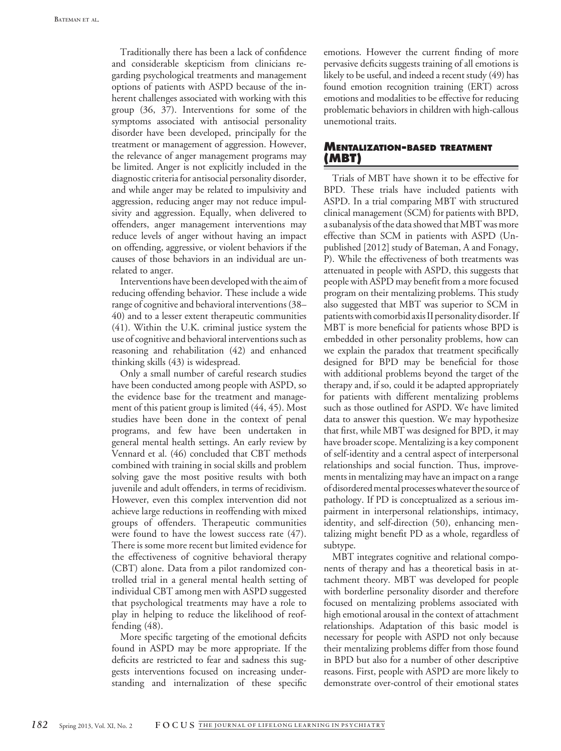Traditionally there has been a lack of confidence and considerable skepticism from clinicians regarding psychological treatments and management options of patients with ASPD because of the inherent challenges associated with working with this group (36, 37). Interventions for some of the symptoms associated with antisocial personality disorder have been developed, principally for the treatment or management of aggression. However, the relevance of anger management programs may be limited. Anger is not explicitly included in the diagnostic criteria for antisocial personality disorder, and while anger may be related to impulsivity and aggression, reducing anger may not reduce impulsivity and aggression. Equally, when delivered to offenders, anger management interventions may reduce levels of anger without having an impact on offending, aggressive, or violent behaviors if the causes of those behaviors in an individual are unrelated to anger.

Interventions have been developed with the aim of reducing offending behavior. These include a wide range of cognitive and behavioral interventions (38–40) and to a lesser extent therapeutic communities (41). Within the U.K. criminal justice system the use of cognitive and behavioral interventions such as reasoning and rehabilitation (42) and enhanced thinking skills (43) is widespread.

Only a small number of careful research studies have been conducted among people with ASPD, so the evidence base for the treatment and management of this patient group is limited (44, 45). Most studies have been done in the context of penal programs, and few have been undertaken in general mental health settings. An early review by Vennard et al. (46) concluded that CBT methods combined with training in social skills and problem solving gave the most positive results with both juvenile and adult offenders, in terms of recidivism. However, even this complex intervention did not achieve large reductions in reoffending with mixed groups of offenders. Therapeutic communities were found to have the lowest success rate (47). There is some more recent but limited evidence for the effectiveness of cognitive behavioral therapy (CBT) alone. Data from a pilot randomized controlled trial in a general mental health setting of individual CBT among men with ASPD suggested that psychological treatments may have a role to play in helping to reduce the likelihood of reoffending (48).

More specific targeting of the emotional deficits found in ASPD may be more appropriate. If the deficits are restricted to fear and sadness this suggests interventions focused on increasing understanding and internalization of these specific emotions. However the current finding of more pervasive deficits suggests training of all emotions is likely to be useful, and indeed a recent study (49) has found emotion recognition training (ERT) across emotions and modalities to be effective for reducing problematic behaviors in children with high-callous unemotional traits.

## Mentalization-based treatment (MBT)

Trials of MBT have shown it to be effective for BPD. These trials have included patients with ASPD. In a trial comparing MBT with structured clinical management (SCM) for patients with BPD, a subanalysis of the data showed that MBT was more effective than SCM in patients with ASPD (Unpublished [2012] study of Bateman, A and Fonagy, P). While the effectiveness of both treatments was attenuated in people with ASPD, this suggests that people with ASPD may benefit from a more focused program on their mentalizing problems. This study also suggested that MBT was superior to SCM in patients with comorbid axis II personality disorder. If MBT is more beneficial for patients whose BPD is embedded in other personality problems, how can we explain the paradox that treatment specifically designed for BPD may be beneficial for those with additional problems beyond the target of the therapy and, if so, could it be adapted appropriately for patients with different mentalizing problems such as those outlined for ASPD. We have limited data to answer this question. We may hypothesize that first, while MBT was designed for BPD, it may have broader scope. Mentalizing is a key component of self-identity and a central aspect of interpersonal relationships and social function. Thus, improvements in mentalizing may have an impact on a range of disordered mental processes whatever the source of pathology. If PD is conceptualized as a serious impairment in interpersonal relationships, intimacy, identity, and self-direction (50), enhancing mentalizing might benefit PD as a whole, regardless of subtype.

MBT integrates cognitive and relational components of therapy and has a theoretical basis in attachment theory. MBT was developed for people with borderline personality disorder and therefore focused on mentalizing problems associated with high emotional arousal in the context of attachment relationships. Adaptation of this basic model is necessary for people with ASPD not only because their mentalizing problems differ from those found in BPD but also for a number of other descriptive reasons. First, people with ASPD are more likely to demonstrate over-control of their emotional states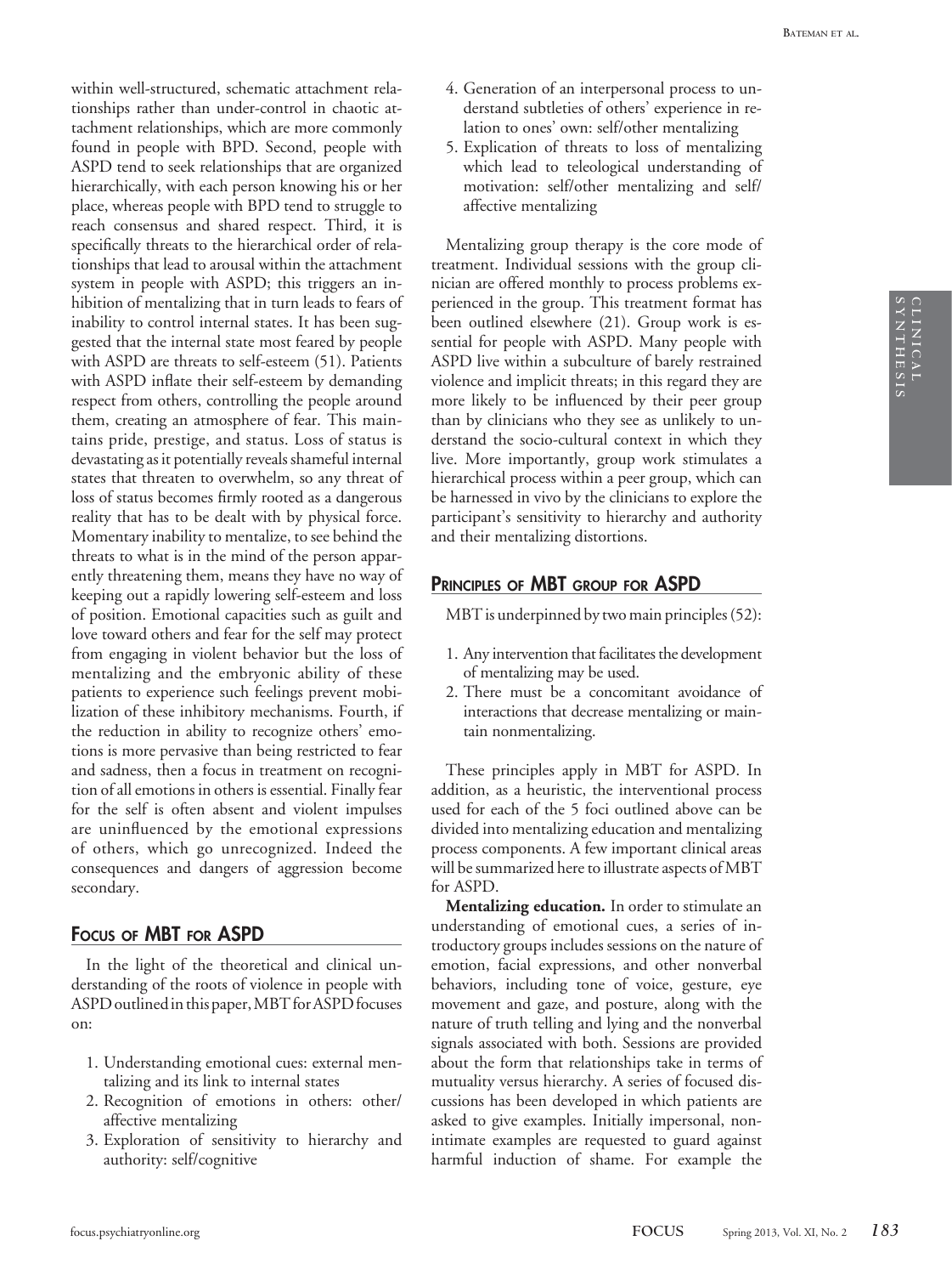within well-structured, schematic attachment relationships rather than under-control in chaotic attachment relationships, which are more commonly found in people with BPD. Second, people with ASPD tend to seek relationships that are organized hierarchically, with each person knowing his or her place, whereas people with BPD tend to struggle to reach consensus and shared respect. Third, it is specifically threats to the hierarchical order of relationships that lead to arousal within the attachment system in people with ASPD; this triggers an inhibition of mentalizing that in turn leads to fears of inability to control internal states. It has been suggested that the internal state most feared by people with ASPD are threats to self-esteem (51). Patients with ASPD inflate their self-esteem by demanding respect from others, controlling the people around them, creating an atmosphere of fear. This maintains pride, prestige, and status. Loss of status is devastating as it potentially reveals shameful internal states that threaten to overwhelm, so any threat of loss of status becomes firmly rooted as a dangerous reality that has to be dealt with by physical force. Momentary inability to mentalize, to see behind the threats to what is in the mind of the person apparently threatening them, means they have no way of keeping out a rapidly lowering self-esteem and loss of position. Emotional capacities such as guilt and love toward others and fear for the self may protect from engaging in violent behavior but the loss of mentalizing and the embryonic ability of these patients to experience such feelings prevent mobilization of these inhibitory mechanisms. Fourth, if the reduction in ability to recognize others' emotions is more pervasive than being restricted to fear and sadness, then a focus in treatment on recognition of all emotions in others is essential. Finally fear for the self is often absent and violent impulses are uninfluenced by the emotional expressions of others, which go unrecognized. Indeed the consequences and dangers of aggression become secondary.

## Focus of MBT for ASPD

In the light of the theoretical and clinical understanding of the roots of violence in people with ASPD outlined in this paper, MBT for ASPD focuses on:

1. Understanding emotional cues: external mentalizing and its link to internal states
2. Recognition of emotions in others: other/affective mentalizing
3. Exploration of sensitivity to hierarchy and authority: self/cognitive
4. Generation of an interpersonal process to understand subtleties of others' experience in relation to ones' own: self/other mentalizing
5. Explication of threats to loss of mentalizing which lead to teleological understanding of motivation: self/other mentalizing and self/affective mentalizing

Mentalizing group therapy is the core mode of treatment. Individual sessions with the group clinician are offered monthly to process problems experienced in the group. This treatment format has been outlined elsewhere (21). Group work is essential for people with ASPD. Many people with ASPD live within a subculture of barely restrained violence and implicit threats; in this regard they are more likely to be influenced by their peer group than by clinicians who they see as unlikely to understand the socio-cultural context in which they live. More importantly, group work stimulates a hierarchical process within a peer group, which can be harnessed in vivo by the clinicians to explore the participant's sensitivity to hierarchy and authority and their mentalizing distortions.

## Principles of MBT group for ASPD

MBT is underpinned by two main principles (52):

1. Any intervention that facilitates the development of mentalizing may be used.
2. There must be a concomitant avoidance of interactions that decrease mentalizing or maintain nonmentalizing.

These principles apply in MBT for ASPD. In addition, as a heuristic, the interventional process used for each of the 5 foci outlined above can be divided into mentalizing education and mentalizing process components. A few important clinical areas will be summarized here to illustrate aspects of MBT for ASPD.

**Mentalizing education.** In order to stimulate an understanding of emotional cues, a series of introductory groups includes sessions on the nature of emotion, facial expressions, and other nonverbal behaviors, including tone of voice, gesture, eye movement and gaze, and posture, along with the nature of truth telling and lying and the nonverbal signals associated with both. Sessions are provided about the form that relationships take in terms of mutuality versus hierarchy. A series of focused discussions has been developed in which patients are asked to give examples. Initially impersonal, non-intimate examples are requested to guard against harmful induction of shame. For example the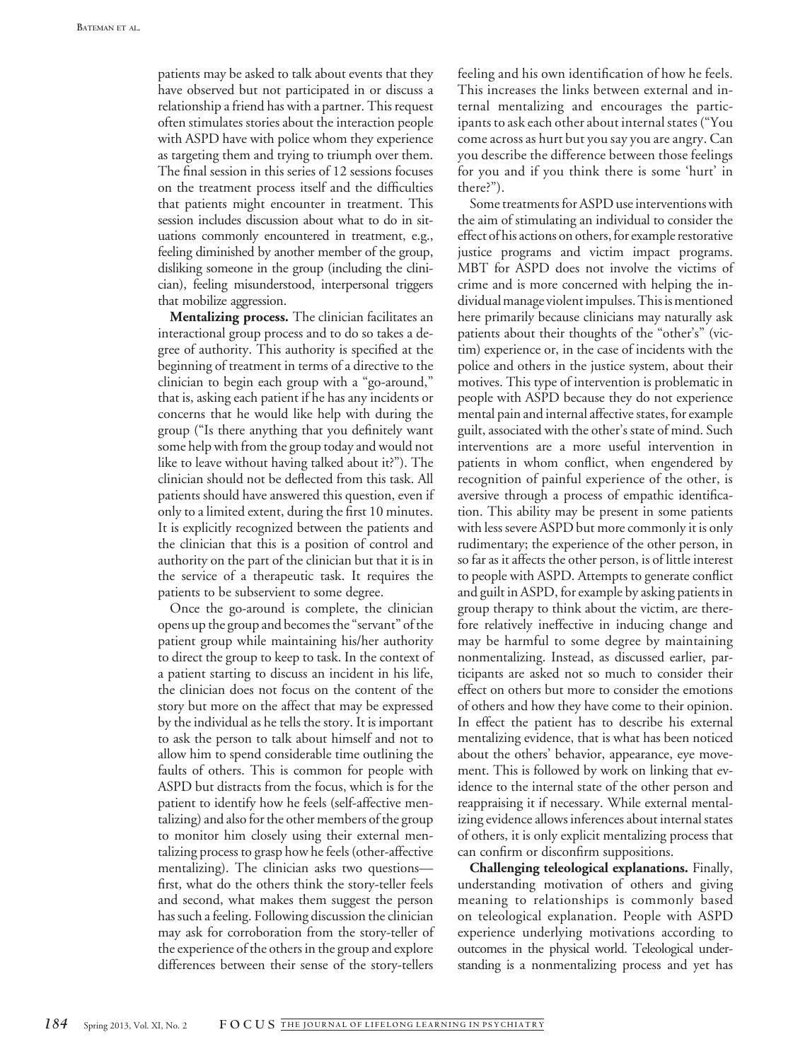patients may be asked to talk about events that they have observed but not participated in or discuss a relationship a friend has with a partner. This request often stimulates stories about the interaction people with ASPD have with police whom they experience as targeting them and trying to triumph over them. The final session in this series of 12 sessions focuses on the treatment process itself and the difficulties that patients might encounter in treatment. This session includes discussion about what to do in situations commonly encountered in treatment, e.g., feeling diminished by another member of the group, disliking someone in the group (including the clinician), feeling misunderstood, interpersonal triggers that mobilize aggression.

**Mentalizing process.** The clinician facilitates an interactional group process and to do so takes a degree of authority. This authority is specified at the beginning of treatment in terms of a directive to the clinician to begin each group with a "go-around," that is, asking each patient if he has any incidents or concerns that he would like help with during the group ("Is there anything that you definitely want some help with from the group today and would not like to leave without having talked about it?"). The clinician should not be deflected from this task. All patients should have answered this question, even if only to a limited extent, during the first 10 minutes. It is explicitly recognized between the patients and the clinician that this is a position of control and authority on the part of the clinician but that it is in the service of a therapeutic task. It requires the patients to be subservient to some degree.

Once the go-around is complete, the clinician opens up the group and becomes the "servant" of the patient group while maintaining his/her authority to direct the group to keep to task. In the context of a patient starting to discuss an incident in his life, the clinician does not focus on the content of the story but more on the affect that may be expressed by the individual as he tells the story. It is important to ask the person to talk about himself and not to allow him to spend considerable time outlining the faults of others. This is common for people with ASPD but distracts from the focus, which is for the patient to identify how he feels (self-affective mentalizing) and also for the other members of the group to monitor him closely using their external mentalizing process to grasp how he feels (other-affective mentalizing). The clinician asks two questions—first, what do the others think the story-teller feels and second, what makes them suggest the person has such a feeling. Following discussion the clinician may ask for corroboration from the story-teller of the experience of the others in the group and explore differences between their sense of the story-tellers feeling and his own identification of how he feels. This increases the links between external and internal mentalizing and encourages the participants to ask each other about internal states ("You come across as hurt but you say you are angry. Can you describe the difference between those feelings for you and if you think there is some 'hurt' in there?").

Some treatments for ASPD use interventions with the aim of stimulating an individual to consider the effect of his actions on others, for example restorative justice programs and victim impact programs. MBT for ASPD does not involve the victims of crime and is more concerned with helping the individual manage violent impulses. This is mentioned here primarily because clinicians may naturally ask patients about their thoughts of the "other's" (victim) experience or, in the case of incidents with the police and others in the justice system, about their motives. This type of intervention is problematic in people with ASPD because they do not experience mental pain and internal affective states, for example guilt, associated with the other's state of mind. Such interventions are a more useful intervention in patients in whom conflict, when engendered by recognition of painful experience of the other, is aversive through a process of empathic identification. This ability may be present in some patients with less severe ASPD but more commonly it is only rudimentary; the experience of the other person, in so far as it affects the other person, is of little interest to people with ASPD. Attempts to generate conflict and guilt in ASPD, for example by asking patients in group therapy to think about the victim, are therefore relatively ineffective in inducing change and may be harmful to some degree by maintaining nonmentalizing. Instead, as discussed earlier, participants are asked not so much to consider their effect on others but more to consider the emotions of others and how they have come to their opinion. In effect the patient has to describe his external mentalizing evidence, that is what has been noticed about the others' behavior, appearance, eye movement. This is followed by work on linking that evidence to the internal state of the other person and reappraising it if necessary. While external mentalizing evidence allows inferences about internal states of others, it is only explicit mentalizing process that can confirm or disconfirm suppositions.

**Challenging teleological explanations.** Finally, understanding motivation of others and giving meaning to relationships is commonly based on teleological explanation. People with ASPD experience underlying motivations according to outcomes in the physical world. Teleological understanding is a nonmentalizing process and yet has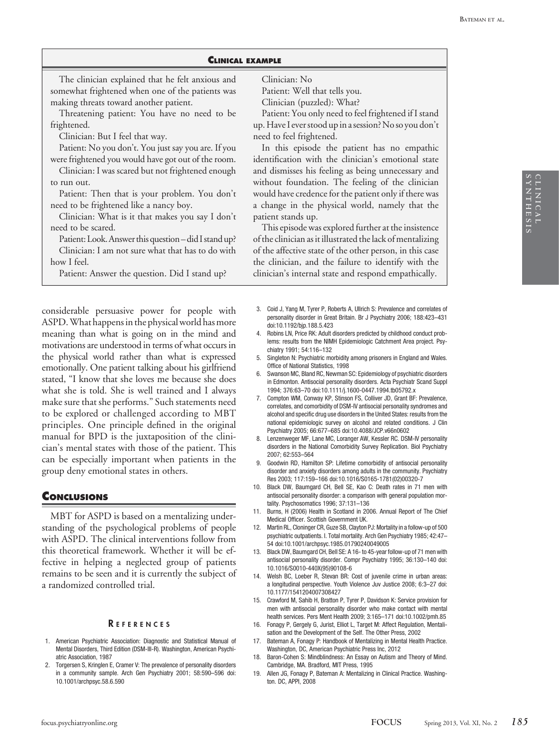### Clinical example

The clinician explained that he felt anxious and somewhat frightened when one of the patients was making threats toward another patient.

Threatening patient: You have no need to be frightened.

Clinician: But I feel that way.

Patient: No you don't. You just say you are. If you were frightened you would have got out of the room.

Clinician: I was scared but not frightened enough to run out.

Patient: Then that is your problem. You don't need to be frightened like a nancy boy.

Clinician: What is it that makes you say I don't need to be scared.

Patient: Look. Answer this question – did I stand up?

Clinician: I am not sure what that has to do with how I feel.

Patient: Answer the question. Did I stand up?

Clinician: No

Patient: Well that tells you.

Clinician (puzzled): What?

Patient: You only need to feel frightened if I stand up. Have I ever stood up in a session? No so you don't need to feel frightened.

In this episode the patient has no empathic identification with the clinician's emotional state and dismisses his feeling as being unnecessary and without foundation. The feeling of the clinician would have credence for the patient only if there was a change in the physical world, namely that the patient stands up.

This episode was explored further at the insistence of the clinician as it illustrated the lack of mentalizing of the affective state of the other person, in this case the clinician, and the failure to identify with the clinician's internal state and respond empathically.

considerable persuasive power for people with ASPD. What happens in the physical world has more meaning than what is going on in the mind and motivations are understood in terms of what occurs in the physical world rather than what is expressed emotionally. One patient talking about his girlfriend stated, "I know that she loves me because she does what she is told. She is well trained and I always make sure that she performs." Such statements need to be explored or challenged according to MBT principles. One principle defined in the original manual for BPD is the juxtaposition of the clinician's mental states with those of the patient. This can be especially important when patients in the group deny emotional states in others.

## Conclusions

MBT for ASPD is based on a mentalizing understanding of the psychological problems of people with ASPD. The clinical interventions follow from this theoretical framework. Whether it will be effective in helping a neglected group of patients remains to be seen and it is currently the subject of a randomized controlled trial.

## References

1. American Psychiatric Association: Diagnostic and Statistical Manual of Mental Disorders, Third Edition (DSM-III-R). Washington, American Psychiatric Association, 1987
2. Torgersen S, Kringlen E, Cramer V: The prevalence of personality disorders in a community sample. Arch Gen Psychiatry 2001; 58:590–596 doi: 10.1001/archpsyc.58.6.590
3. Coid J, Yang M, Tyrer P, Roberts A, Ullrich S: Prevalence and correlates of personality disorder in Great Britain. Br J Psychiatry 2006; 188:423–431 doi:10.1192/bjp.188.5.423
4. Robins LN, Price RK: Adult disorders predicted by childhood conduct problems: results from the NIMH Epidemiologic Catchment Area project. Psychiatry 1991; 54:116–132
5. Singleton N: Psychiatric morbidity among prisoners in England and Wales. Office of National Statistics, 1998
6. Swanson MC, Bland RC, Newman SC: Epidemiology of psychiatric disorders in Edmonton. Antisocial personality disorders. Acta Psychiatr Scand Suppl 1994; 376:63–70 doi:10.1111/j.1600-0447.1994.tb05792.x
7. Compton WM, Conway KP, Stinson FS, Colliver JD, Grant BF: Prevalence, correlates, and comorbidity of DSM-IV antisocial personality syndromes and alcohol and specific drug use disorders in the United States: results from the national epidemiologic survey on alcohol and related conditions. J Clin Psychiatry 2005; 66:677–685 doi:10.4088/JCP.v66n0602
8. Lenzenweger MF, Lane MC, Loranger AW, Kessler RC. DSM-IV personality disorders in the National Comorbidity Survey Replication. Biol Psychiatry 2007; 62:553–564
9. Goodwin RD, Hamilton SP: Lifetime comorbidity of antisocial personality disorder and anxiety disorders among adults in the community. Psychiatry Res 2003; 117:159–166 doi:10.1016/S0165-1781(02)00320-7
10. Black DW, Baumgard CH, Bell SE, Kao C: Death rates in 71 men with antisocial personality disorder: a comparison with general population mortality. Psychosomatics 1996; 37:131–136
11. Burns, H (2006) Health in Scotland in 2006. Annual Report of The Chief Medical Officer. Scottish Government UK.
12. Martin RL, Cloninger CR, Guze SB, Clayton PJ: Mortality in a follow-up of 500 psychiatric outpatients. I. Total mortality. Arch Gen Psychiatry 1985; 42:47–54 doi:10.1001/archpsyc.1985.01790240049005
13. Black DW, Baumgard CH, Bell SE: A 16- to 45-year follow-up of 71 men with antisocial personality disorder. Compr Psychiatry 1995; 36:130–140 doi: 10.1016/S0010-440X(95)90108-6
14. Welsh BC, Loeber R, Stevan BR: Cost of juvenile crime in urban areas: a longitudinal perspective. Youth Violence Juv Justice 2008; 6:3–27 doi: 10.1177/1541204007308427
15. Crawford M, Sahib H, Bratton P, Tyrer P, Davidson K: Service provision for men with antisocial personality disorder who make contact with mental health services. Pers Ment Health 2009; 3:165–171 doi:10.1002/pmh.85
16. Fonagy P, Gergely G, Jurist, Elliot L, Target M: Affect Regulation, Mentalisation and the Development of the Self. The Other Press, 2002
17. Bateman A, Fonagy P: Handbook of Mentalizing in Mental Health Practice. Washington, DC, American Psychiatric Press Inc, 2012
18. Baron-Cohen S: Mindblindness: An Essay on Autism and Theory of Mind. Cambridge, MA. Bradford, MIT Press, 1995
19. Allen JG, Fonagy P, Bateman A: Mentalizing in Clinical Practice. Washington. DC, APPI, 2008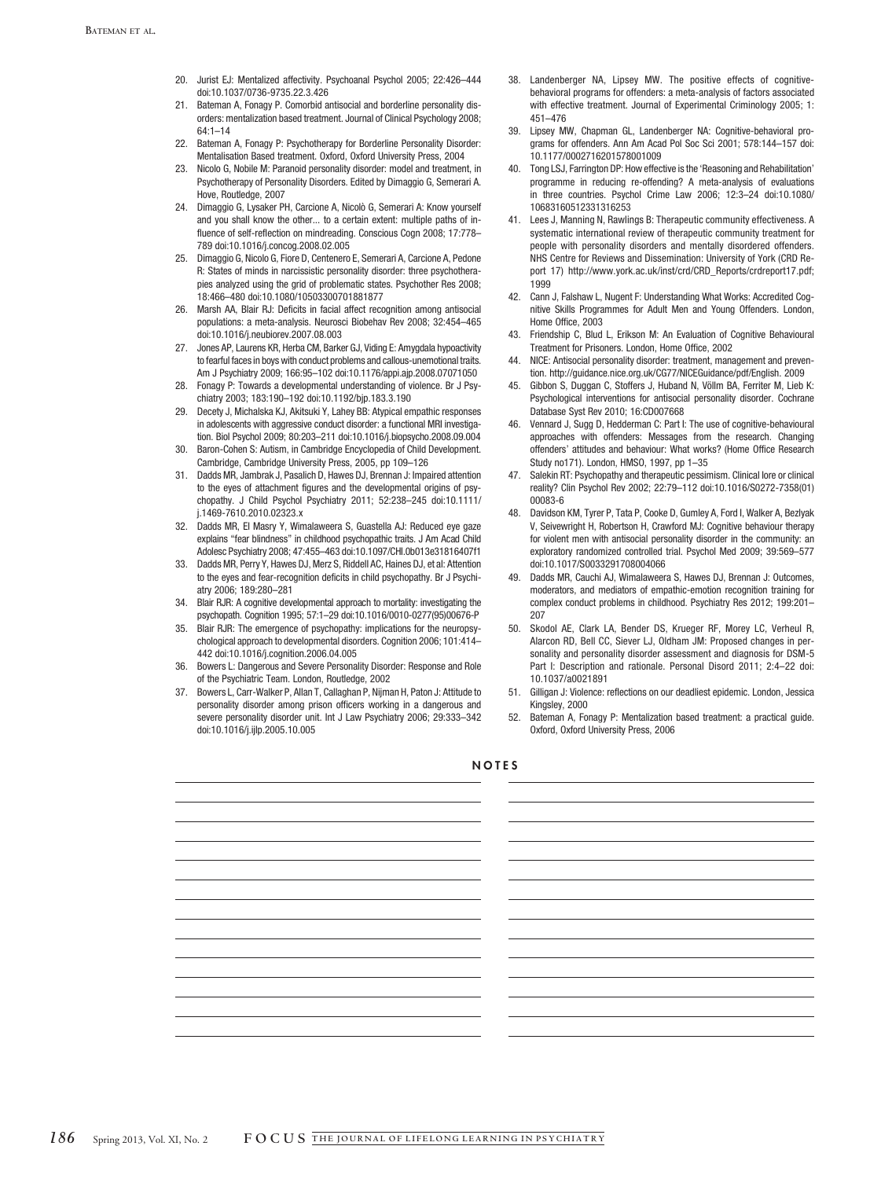20. Jurist EJ: Mentalized affectivity. Psychoanal Psychol 2005; 22:426–444 doi:10.1037/0736-9735.22.3.426
21. Bateman A, Fonagy P. Comorbid antisocial and borderline personality disorders: mentalization based treatment. Journal of Clinical Psychology 2008; 64:1–14
22. Bateman A, Fonagy P: Psychotherapy for Borderline Personality Disorder: Mentalisation Based treatment. Oxford, Oxford University Press, 2004
23. Nicolo G, Nobile M: Paranoid personality disorder: model and treatment, in Psychotherapy of Personality Disorders. Edited by Dimaggio G, Semerari A. Hove, Routledge, 2007
24. Dimaggio G, Lysaker PH, Carcione A, Nicolò G, Semerari A: Know yourself and you shall know the other... to a certain extent: multiple paths of influence of self-reflection on mindreading. Conscious Cogn 2008; 17:778–789 doi:10.1016/j.concog.2008.02.005
25. Dimaggio G, Nicolo G, Fiore D, Centenero E, Semerari A, Carcione A, Pedone R: States of minds in narcissistic personality disorder: three psychotherapies analyzed using the grid of problematic states. Psychother Res 2008; 18:466–480 doi:10.1080/10503300701881877
26. Marsh AA, Blair RJ: Deficits in facial affect recognition among antisocial populations: a meta-analysis. Neurosci Biobehav Rev 2008; 32:454–465 doi:10.1016/j.neubiorev.2007.08.003
27. Jones AP, Laurens KR, Herba CM, Barker GJ, Viding E: Amygdala hypoactivity to fearful faces in boys with conduct problems and callous-unemotional traits. Am J Psychiatry 2009; 166:95–102 doi:10.1176/appi.ajp.2008.07071050
28. Fonagy P: Towards a developmental understanding of violence. Br J Psychiatry 2003; 183:190–192 doi:10.1192/bjp.183.3.190
29. Decety J, Michalska KJ, Akitsuki Y, Lahey BB: Atypical empathic responses in adolescents with aggressive conduct disorder: a functional MRI investigation. Biol Psychol 2009; 80:203–211 doi:10.1016/j.biopsycho.2008.09.004
30. Baron-Cohen S: Autism, in Cambridge Encyclopedia of Child Development. Cambridge, Cambridge University Press, 2005, pp 109–126
31. Dadds MR, Jambrak J, Pasalich D, Hawes DJ, Brennan J: Impaired attention to the eyes of attachment figures and the developmental origins of psychopathy. J Child Psychol Psychiatry 2011; 52:238–245 doi:10.1111/j.1469-7610.2010.02323.x
32. Dadds MR, El Masry Y, Wimalaweera S, Guastella AJ: Reduced eye gaze explains "fear blindness" in childhood psychopathic traits. J Am Acad Child Adolesc Psychiatry 2008; 47:455–463 doi:10.1097/CHI.0b013e31816407f1
33. Dadds MR, Perry Y, Hawes DJ, Merz S, Riddell AC, Haines DJ, et al: Attention to the eyes and fear-recognition deficits in child psychopathy. Br J Psychiatry 2006; 189:280–281
34. Blair RJR: A cognitive developmental approach to mortality: investigating the psychopath. Cognition 1995; 57:1–29 doi:10.1016/0010-0277(95)00676-P
35. Blair RJR: The emergence of psychopathy: implications for the neuropsychological approach to developmental disorders. Cognition 2006; 101:414–442 doi:10.1016/j.cognition.2006.04.005
36. Bowers L: Dangerous and Severe Personality Disorder: Response and Role of the Psychiatric Team. London, Routledge, 2002
37. Bowers L, Carr-Walker P, Allan T, Callaghan P, Nijman H, Paton J: Attitude to personality disorder among prison officers working in a dangerous and severe personality disorder unit. Int J Law Psychiatry 2006; 29:333–342 doi:10.1016/j.ijlp.2005.10.005
38. Landenberger NA, Lipsey MW. The positive effects of cognitive-behavioral programs for offenders: a meta-analysis of factors associated with effective treatment. Journal of Experimental Criminology 2005; 1: 451–476
39. Lipsey MW, Chapman GL, Landenberger NA: Cognitive-behavioral programs for offenders. Ann Am Acad Pol Soc Sci 2001; 578:144–157 doi: 10.1177/0002716201578001009
40. Tong LSJ, Farrington DP: How effective is the 'Reasoning and Rehabilitation' programme in reducing re-offending? A meta-analysis of evaluations in three countries. Psychol Crime Law 2006; 12:3–24 doi:10.1080/10683160512331316253
41. Lees J, Manning N, Rawlings B: Therapeutic community effectiveness. A systematic international review of therapeutic community treatment for people with personality disorders and mentally disordered offenders. NHS Centre for Reviews and Dissemination: University of York (CRD Report 17) http://www.york.ac.uk/inst/crd/CRD_Reports/crdreport17.pdf; 1999
42. Cann J, Falshaw L, Nugent F: Understanding What Works: Accredited Cognitive Skills Programmes for Adult Men and Young Offenders. London, Home Office, 2003
43. Friendship C, Blud L, Erikson M: An Evaluation of Cognitive Behavioural Treatment for Prisoners. London, Home Office, 2002
44. NICE: Antisocial personality disorder: treatment, management and prevention. http://guidance.nice.org.uk/CG77/NICEGuidance/pdf/English. 2009
45. Gibbon S, Duggan C, Stoffers J, Huband N, Völlm BA, Ferriter M, Lieb K: Psychological interventions for antisocial personality disorder. Cochrane Database Syst Rev 2010; 16:CD007668
46. Vennard J, Sugg D, Hedderman C: Part I: The use of cognitive-behavioural approaches with offenders: Messages from the research. Changing offenders' attitudes and behaviour: What works? (Home Office Research Study no171). London, HMSO, 1997, pp 1–35
47. Salekin RT: Psychopathy and therapeutic pessimism. Clinical lore or clinical reality? Clin Psychol Rev 2002; 22:79–112 doi:10.1016/S0272-7358(01)00083-6
48. Davidson KM, Tyrer P, Tata P, Cooke D, Gumley A, Ford I, Walker A, Bezlyak V, Seivewright H, Robertson H, Crawford MJ: Cognitive behaviour therapy for violent men with antisocial personality disorder in the community: an exploratory randomized controlled trial. Psychol Med 2009; 39:569–577 doi:10.1017/S0033291708004066
49. Dadds MR, Cauchi AJ, Wimalaweera S, Hawes DJ, Brennan J: Outcomes, moderators, and mediators of empathic-emotion recognition training for complex conduct problems in childhood. Psychiatry Res 2012; 199:201–207
50. Skodol AE, Clark LA, Bender DS, Krueger RF, Morey LC, Verheul R, Alarcon RD, Bell CC, Siever LJ, Oldham JM: Proposed changes in personality and personality disorder assessment and diagnosis for DSM-5 Part I: Description and rationale. Personal Disord 2011; 2:4–22 doi: 10.1037/a0021891
51. Gilligan J: Violence: reflections on our deadliest epidemic. London, Jessica Kingsley, 2000
52. Bateman A, Fonagy P: Mentalization based treatment: a practical guide. Oxford, Oxford University Press, 2006

## NOTES